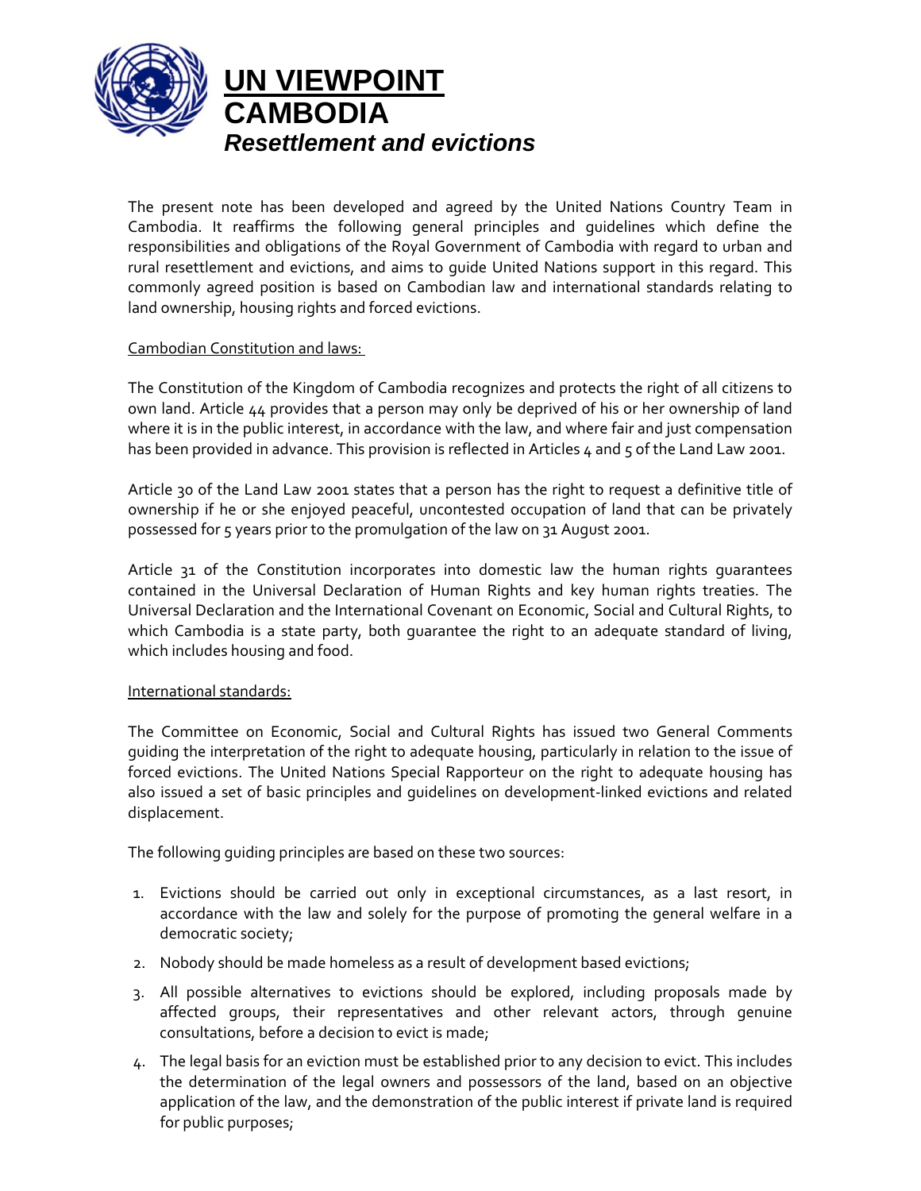# UN VIEWPOINT

# CAMBODIA

## *Resettlement and evictions*

The present note has been developed and agreed by the United Nations Country Team in Cambodia. It reaffirms the following general principles and guidelines which define the responsibilities and obligations of the Royal Government of Cambodia with regard to urban and rural resettlement and evictions, and aims to guide United Nations support in this regard. This commonly agreed position is based on Cambodian law and international standards relating to land ownership, housing rights and forced evictions.

<u>Cambodian Constitution and laws:</u>

The Constitution of the Kingdom of Cambodia recognizes and protects the right of all citizens to own land. Article 44 provides that a person may only be deprived of his or her ownership of land where it is in the public interest, in accordance with the law, and where fair and just compensation has been provided in advance. This provision is reflected in Articles 4 and 5 of the Land Law 2001.

Article 30 of the Land Law 2001 states that a person has the right to request a definitive title of ownership if he or she enjoyed peaceful, uncontested occupation of land that can be privately possessed for 5 years prior to the promulgation of the law on 31 August 2001.

Article 31 of the Constitution incorporates into domestic law the human rights guarantees contained in the Universal Declaration of Human Rights and key human rights treaties. The Universal Declaration and the International Covenant on Economic, Social and Cultural Rights, to which Cambodia is a state party, both guarantee the right to an adequate standard of living, which includes housing and food.

<u>International standards:</u>

The Committee on Economic, Social and Cultural Rights has issued two General Comments guiding the interpretation of the right to adequate housing, particularly in relation to the issue of forced evictions. The United Nations Special Rapporteur on the right to adequate housing has also issued a set of basic principles and guidelines on development-linked evictions and related displacement.

The following guiding principles are based on these two sources:

1. Evictions should be carried out only in exceptional circumstances, as a last resort, in accordance with the law and solely for the purpose of promoting the general welfare in a democratic society;
2. Nobody should be made homeless as a result of development based evictions;
3. All possible alternatives to evictions should be explored, including proposals made by affected groups, their representatives and other relevant actors, through genuine consultations, before a decision to evict is made;
4. The legal basis for an eviction must be established prior to any decision to evict. This includes the determination of the legal owners and possessors of the land, based on an objective application of the law, and the demonstration of the public interest if private land is required for public purposes;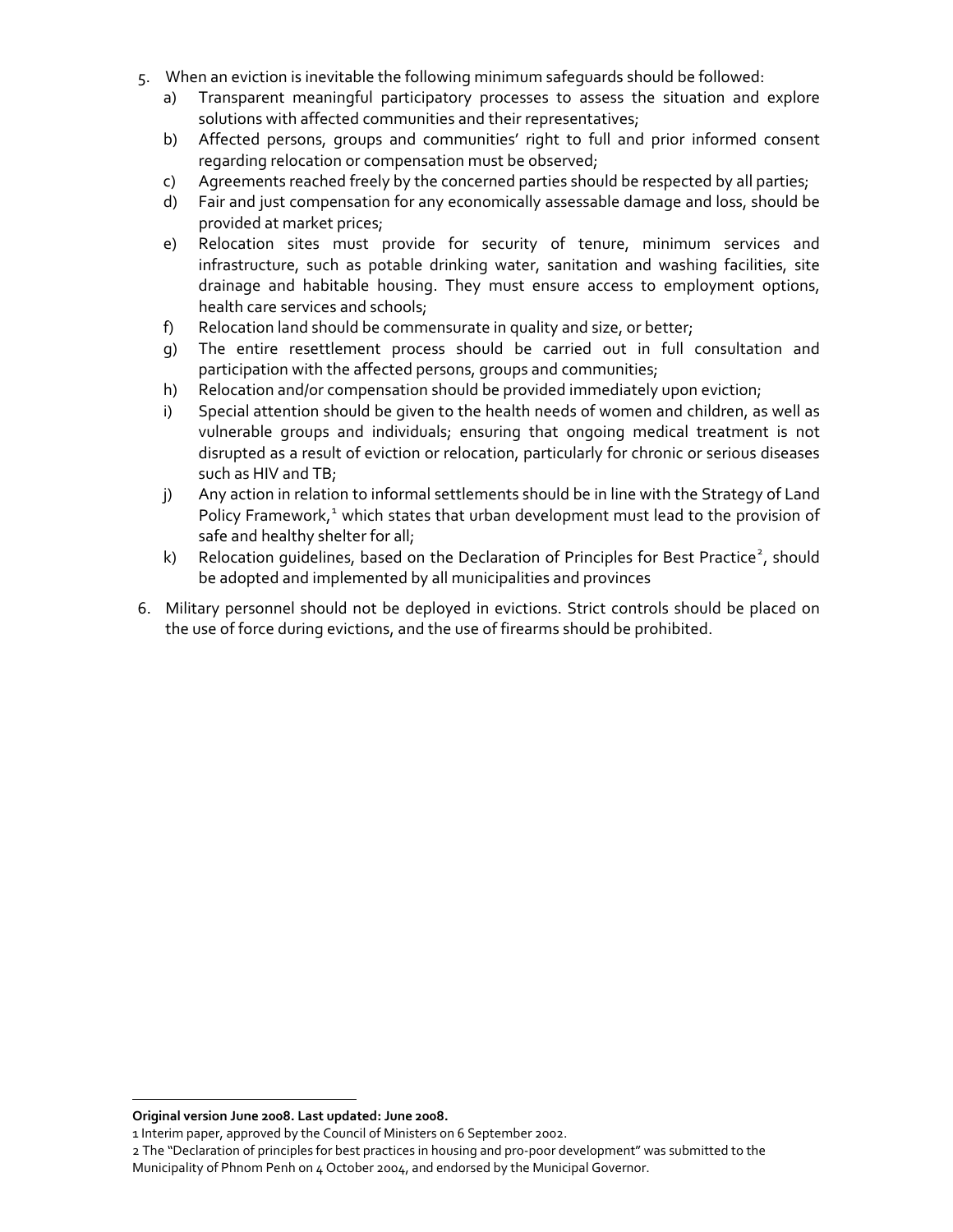5. When an eviction is inevitable the following minimum safeguards should be followed:
   a) Transparent meaningful participatory processes to assess the situation and explore solutions with affected communities and their representatives;
   b) Affected persons, groups and communities' right to full and prior informed consent regarding relocation or compensation must be observed;
   c) Agreements reached freely by the concerned parties should be respected by all parties;
   d) Fair and just compensation for any economically assessable damage and loss, should be provided at market prices;
   e) Relocation sites must provide for security of tenure, minimum services and infrastructure, such as potable drinking water, sanitation and washing facilities, site drainage and habitable housing. They must ensure access to employment options, health care services and schools;
   f) Relocation land should be commensurate in quality and size, or better;
   g) The entire resettlement process should be carried out in full consultation and participation with the affected persons, groups and communities;
   h) Relocation and/or compensation should be provided immediately upon eviction;
   i) Special attention should be given to the health needs of women and children, as well as vulnerable groups and individuals; ensuring that ongoing medical treatment is not disrupted as a result of eviction or relocation, particularly for chronic or serious diseases such as HIV and TB;
   j) Any action in relation to informal settlements should be in line with the Strategy of Land Policy Framework,[1] which states that urban development must lead to the provision of safe and healthy shelter for all;
   k) Relocation guidelines, based on the Declaration of Principles for Best Practice[2], should be adopted and implemented by all municipalities and provinces

6. Military personnel should not be deployed in evictions. Strict controls should be placed on the use of force during evictions, and the use of firearms should be prohibited.

---

**Original version June 2008. Last updated: June 2008.**

1 Interim paper, approved by the Council of Ministers on 6 September 2002.

2 The "Declaration of principles for best practices in housing and pro-poor development" was submitted to the Municipality of Phnom Penh on 4 October 2004, and endorsed by the Municipal Governor.